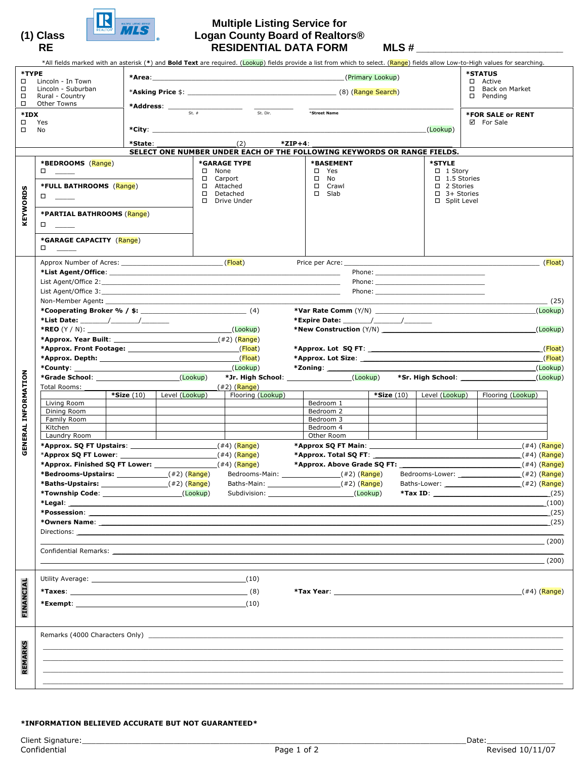**(1) Class RE**

# Multiple Listing Service for Logan County Board of Realtors® RESIDENTIAL DATA FORM

**MLS #** ___________________________

*All fields marked with an asterisk (*) and **Bold Text** are required. (Lookup) fields provide a list from which to select. (Range) fields allow Low-to-High values for searching.

**\*TYPE**
- ☐ Lincoln - In Town
- ☐ Lincoln - Suburban
- ☐ Rural - Country
- ☐ Other Towns

**\*IDX**
- ☐ Yes
- ☐ No

**\*Area**: ______________________________ (Primary Lookup)

**\*Asking Price** $: ______________________________ (8) (Range Search)

**\*Address**: __________ St. # __________ St. Dir. __________ *Street Name

**\*City**: ______________________________ (Lookup)

**\*State**: __________ (2) **\*ZIP+4**: __________

**\*STATUS**
- ☐ Active
- ☐ Back on Market
- ☐ Pending

**\*FOR SALE or RENT**
- ☑ For Sale

**SELECT ONE NUMBER UNDER EACH OF THE FOLLOWING KEYWORDS OR RANGE FIELDS.**

## KEYWORDS

**\*BEDROOMS** (Range)
☐ _____

**\*FULL BATHROOMS** (Range)
☐ _____

**\*PARTIAL BATHROOMS** (Range)
☐ _____

**\*GARAGE CAPACITY** (Range)
☐ _____

**\*GARAGE TYPE**
- ☐ None
- ☐ Carport
- ☐ Attached
- ☐ Detached
- ☐ Drive Under

**\*BASEMENT**
- ☐ Yes
- ☐ No
- ☐ Crawl
- ☐ Slab

**\*STYLE**
- ☐ 1 Story
- ☐ 1.5 Stories
- ☐ 2 Stories
- ☐ 3+ Stories
- ☐ Split Level

## GENERAL INFORMATION

Approx Number of Acres: __________ (Float) Price per Acre: __________ (Float)

**\*List Agent/Office**: __________ Phone: __________

List Agent/Office 2: __________ Phone: __________

List Agent/Office 3: __________ Phone: __________

Non-Member Agent**:** __________ (25)

**\*Cooperating Broker % / $:** __________ (4) **\*Var Rate Comm** (Y/N) __________ (Lookup)

**\*List Date:** ____/____/____ **\*Expire Date:** ____/____/____

**\*REO** (Y / N): __________ (Lookup) **\*New Construction** (Y/N) __________ (Lookup)

**\*Approx. Year Built**: __________ (#2) (Range)

**\*Approx. Front Footage:** __________ (Float) **\*Approx. Lot SQ FT**: __________ (Float)

**\*Approx. Depth:** __________ (Float) **\*Approx. Lot Size**: __________ (Float)

**\*County**: __________ (Lookup) **\*Zoning**: __________ (Lookup)

**\*Grade School**: __________ (Lookup) **\*Jr. High School**: __________ (Lookup) **\*Sr. High School**: __________ (Lookup)

Total Rooms: __________ (#2) (Range)

| | **\*Size** (10) | Level (Lookup) | Flooring (Lookup) | | **\*Size** (10) | Level (Lookup) | Flooring (Lookup) |
|---|---|---|---|---|---|---|---|
| Living Room | | | | Bedroom 1 | | | |
| Dining Room | | | | Bedroom 2 | | | |
| Family Room | | | | Bedroom 3 | | | |
| Kitchen | | | | Bedroom 4 | | | |
| Laundry Room | | | | Other Room | | | |

**\*Approx. SQ FT Upstairs**: __________ (#4) (Range) **\*Approx SQ FT Main**: __________ (#4) (Range)

\*Approx SQ FT Lower: __________ (#4) (Range) **\*Approx. Total SQ FT**: __________ (#4) (Range)

**\*Approx. Finished SQ FT Lower:** __________ (#4) (Range) **\*Approx. Above Grade SQ FT:** __________ (#4) (Range)

**\*Bedrooms-Upstairs:** __________ (#2) (Range) Bedrooms-Main: __________ (#2) (Range) Bedrooms-Lower: __________ (#2) (Range)

**\*Baths-Upstairs:** __________ (#2) (Range) Baths-Main: __________ (#2) (Range) Baths-Lower: __________ (#2) (Range)

**\*Township Code**: __________ (Lookup) Subdivision: __________ (Lookup) **\*Tax ID**: __________ (25)

**\*Legal**: __________ (100)

**\*Possession**: __________ (25)

**\*Owners Name**: __________ (25)

Directions: __________ (200)

Confidential Remarks: __________ (200)

## FINANCIAL

Utility Average: __________ (10)

**\*Taxes**: __________ (8) **\*Tax Year**: __________ (#4) (Range)

**\*Exempt**: __________ (10)

## REMARKS

Remarks (4000 Characters Only) __________

**\*INFORMATION BELIEVED ACCURATE BUT NOT GUARANTEED\***

Client Signature: __________ Date: __________

Confidential Revised 10/11/07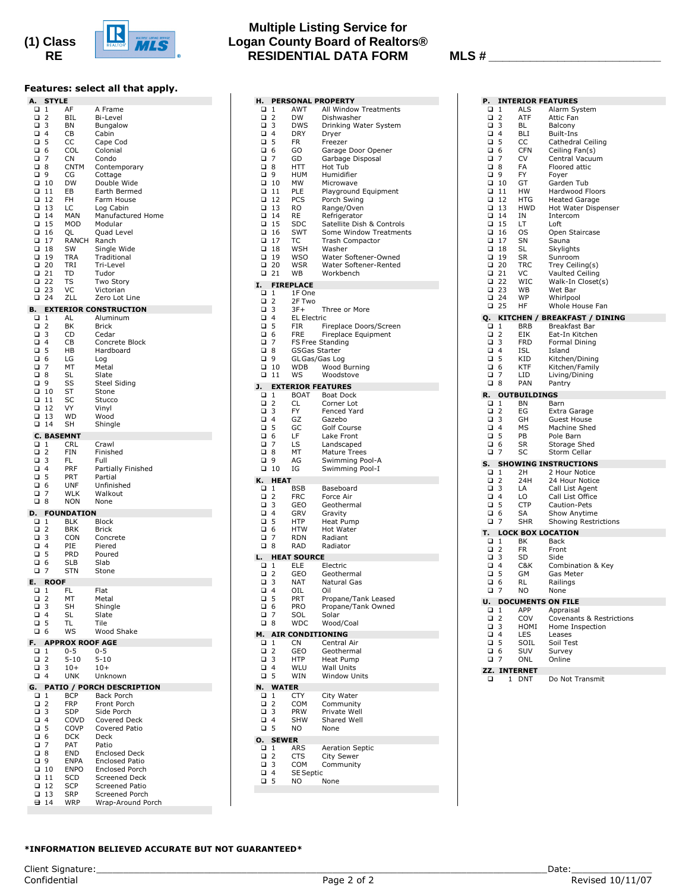(1) Class RE

# Multiple Listing Service for Logan County Board of Realtors®
# RESIDENTIAL DATA FORM

MLS # ___________________________

**Features: select all that apply.**

**A. STYLE**

- ❑ 1 AF A Frame
- ❑ 2 BIL Bi-Level
- ❑ 3 BN Bungalow
- ❑ 4 CB Cabin
- ❑ 5 CC Cape Cod
- ❑ 6 COL Colonial
- ❑ 7 CN Condo
- ❑ 8 CNTM Contemporary
- ❑ 9 CG Cottage
- ❑ 10 DW Double Wide
- ❑ 11 EB Earth Bermed
- ❑ 12 FH Farm House
- ❑ 13 LC Log Cabin
- ❑ 14 MAN Manufactured Home
- ❑ 15 MOD Modular
- ❑ 16 QL Quad Level
- ❑ 17 RANCH Ranch
- ❑ 18 SW Single Wide
- ❑ 19 TRA Traditional
- ❑ 20 TRI Tri-Level
- ❑ 21 TD Tudor
- ❑ 22 TS Two Story
- ❑ 23 VC Victorian
- ❑ 24 ZLL Zero Lot Line

**B. EXTERIOR CONSTRUCTION**

- ❑ 1 AL Aluminum
- ❑ 2 BK Brick
- ❑ 3 CD Cedar
- ❑ 4 CB Concrete Block
- ❑ 5 HB Hardboard
- ❑ 6 LG Log
- ❑ 7 MT Metal
- ❑ 8 SL Slate
- ❑ 9 SS Steel Siding
- ❑ 10 ST Stone
- ❑ 11 SC Stucco
- ❑ 12 VY Vinyl
- ❑ 13 WD Wood
- ❑ 14 SH Shingle

**C. BASEMNT**

- ❑ 1 CRL Crawl
- ❑ 2 FIN Finished
- ❑ 3 FL Full
- ❑ 4 PRF Partially Finished
- ❑ 5 PRT Partial
- ❑ 6 UNF Unfinished
- ❑ 7 WLK Walkout
- ❑ 8 NON None

**D. FOUNDATION**

- ❑ 1 BLK Block
- ❑ 2 BRK Brick
- ❑ 3 CON Concrete
- ❑ 4 PIE Piered
- ❑ 5 PRD Poured
- ❑ 6 SLB Slab
- ❑ 7 STN Stone

**E. ROOF**

- ❑ 1 FL Flat
- ❑ 2 MT Metal
- ❑ 3 SH Shingle
- ❑ 4 SL Slate
- ❑ 5 TL Tile
- ❑ 6 WS Wood Shake

**F. APPROX ROOF AGE**

- ❑ 1 0-5 0-5
- ❑ 2 5-10 5-10
- ❑ 3 10+ 10+
- ❑ 4 UNK Unknown

**G. PATIO / PORCH DESCRIPTION**

- ❑ 1 BCP Back Porch
- ❑ 2 FRP Front Porch
- ❑ 3 SDP Side Porch
- ❑ 4 COVD Covered Deck
- ❑ 5 COVP Covered Patio
- ❑ 6 DCK Deck
- ❑ 7 PAT Patio
- ❑ 8 END Enclosed Deck
- ❑ 9 ENPA Enclosed Patio
- ❑ 10 ENPO Enclosed Porch
- ❑ 11 SCD Screened Deck
- ❑ 12 SCP Screened Patio
- ❑ 13 SRP Screened Porch
- ❑ 14 WRP Wrap-Around Porch

**H. PERSONAL PROPERTY**

- ❑ 1 AWT All Window Treatments
- ❑ 2 DW Dishwasher
- ❑ 3 DWS Drinking Water System
- ❑ 4 DRY Dryer
- ❑ 5 FR Freezer
- ❑ 6 GO Garage Door Opener
- ❑ 7 GD Garbage Disposal
- ❑ 8 HTT Hot Tub
- ❑ 9 HUM Humidifier
- ❑ 10 MW Microwave
- ❑ 11 PLE Playground Equipment
- ❑ 12 PCS Porch Swing
- ❑ 13 RO Range/Oven
- ❑ 14 RE Refrigerator
- ❑ 15 SDC Satellite Dish & Controls
- ❑ 16 SWT Some Window Treatments
- ❑ 17 TC Trash Compactor
- ❑ 18 WSH Washer
- ❑ 19 WSO Water Softener-Owned
- ❑ 20 WSR Water Softener-Rented
- ❑ 21 WB Workbench

**I. FIREPLACE**

- ❑ 1 1F One
- ❑ 2 2F Two
- ❑ 3 3F+ Three or More
- ❑ 4 EL Electric
- ❑ 5 FIR Fireplace Doors/Screen
- ❑ 6 FRE Fireplace Equipment
- ❑ 7 FS Free Standing
- ❑ 8 GS Gas Starter
- ❑ 9 GL Gas/Gas Log
- ❑ 10 WDB Wood Burning
- ❑ 11 WS Woodstove

**J. EXTERIOR FEATURES**

- ❑ 1 BOAT Boat Dock
- ❑ 2 CL Corner Lot
- ❑ 3 FY Fenced Yard
- ❑ 4 GZ Gazebo
- ❑ 5 GC Golf Course
- ❑ 6 LF Lake Front
- ❑ 7 LS Landscaped
- ❑ 8 MT Mature Trees
- ❑ 9 AG Swimming Pool-A
- ❑ 10 IG Swimming Pool-I

**K. HEAT**

- ❑ 1 BSB Baseboard
- ❑ 2 FRC Force Air
- ❑ 3 GEO Geothermal
- ❑ 4 GRV Gravity
- ❑ 5 HTP Heat Pump
- ❑ 6 HTW Hot Water
- ❑ 7 RDN Radiant
- ❑ 8 RAD Radiator

**L. HEAT SOURCE**

- ❑ 1 ELE Electric
- ❑ 2 GEO Geothermal
- ❑ 3 NAT Natural Gas
- ❑ 4 OIL Oil
- ❑ 5 PRT Propane/Tank Leased
- ❑ 6 PRO Propane/Tank Owned
- ❑ 7 SOL Solar
- ❑ 8 WDC Wood/Coal

**M. AIR CONDITIONING**

- ❑ 1 CN Central Air
- ❑ 2 GEO Geothermal
- ❑ 3 HTP Heat Pump
- ❑ 4 WLU Wall Units
- ❑ 5 WIN Window Units

**N. WATER**

- ❑ 1 CTY City Water
- ❑ 2 COM Community
- ❑ 3 PRW Private Well
- ❑ 4 SHW Shared Well
- ❑ 5 NO None

**O. SEWER**

- ❑ 1 ARS Aeration Septic
- ❑ 2 CTS City Sewer
- ❑ 3 COM Community
- ❑ 4 SE Septic
- ❑ 5 NO None

**P. INTERIOR FEATURES**

- ❑ 1 ALS Alarm System
- ❑ 2 ATF Attic Fan
- ❑ 3 BL Balcony
- ❑ 4 BLI Built-Ins
- ❑ 5 CC Cathedral Ceiling
- ❑ 6 CFN Ceiling Fan(s)
- ❑ 7 CV Central Vacuum
- ❑ 8 FA Floored attic
- ❑ 9 FY Foyer
- ❑ 10 GT Garden Tub
- ❑ 11 HW Hardwood Floors
- ❑ 12 HTG Heated Garage
- ❑ 13 HWD Hot Water Dispenser
- ❑ 14 IN Intercom
- ❑ 15 LT Loft
- ❑ 16 OS Open Staircase
- ❑ 17 SN Sauna
- ❑ 18 SL Skylights
- ❑ 19 SR Sunroom
- ❑ 20 TRC Trey Ceiling(s)
- ❑ 21 VC Vaulted Ceiling
- ❑ 22 WIC Walk-In Closet(s)
- ❑ 23 WB Wet Bar
- ❑ 24 WP Whirlpool
- ❑ 25 HF Whole House Fan

**Q. KITCHEN / BREAKFAST / DINING**

- ❑ 1 BRB Breakfast Bar
- ❑ 2 EIK Eat-In Kitchen
- ❑ 3 FRD Formal Dining
- ❑ 4 ISL Island
- ❑ 5 KID Kitchen/Dining
- ❑ 6 KTF Kitchen/Family
- ❑ 7 LID Living/Dining
- ❑ 8 PAN Pantry

**R. OUTBUILDINGS**

- ❑ 1 BN Barn
- ❑ 2 EG Extra Garage
- ❑ 3 GH Guest House
- ❑ 4 MS Machine Shed
- ❑ 5 PB Pole Barn
- ❑ 6 SR Storage Shed
- ❑ 7 SC Storm Cellar

**S. SHOWING INSTRUCTIONS**

- ❑ 1 2H 2 Hour Notice
- ❑ 2 24H 24 Hour Notice
- ❑ 3 LA Call List Agent
- ❑ 4 LO Call List Office
- ❑ 5 CTP Caution-Pets
- ❑ 6 SA Show Anytime
- ❑ 7 SHR Showing Restrictions

**T. LOCK BOX LOCATION**

- ❑ 1 BK Back
- ❑ 2 FR Front
- ❑ 3 SD Side
- ❑ 4 C&K Combination & Key
- ❑ 5 GM Gas Meter
- ❑ 6 RL Railings
- ❑ 7 NO None

**U. DOCUMENTS ON FILE**

- ❑ 1 APP Appraisal
- ❑ 2 COV Covenants & Restrictions
- ❑ 3 HOMI Home Inspection
- ❑ 4 LES Leases
- ❑ 5 SOIL Soil Test
- ❑ 6 SUV Survey
- ❑ 7 ONL Online

**ZZ. INTERNET**

- ❑ 1 DNT Do Not Transmit

***INFORMATION BELIEVED ACCURATE BUT NOT GUARANTEED***

Client Signature:_______________________________________________ Date:_______________

Confidential

Revised 10/11/07